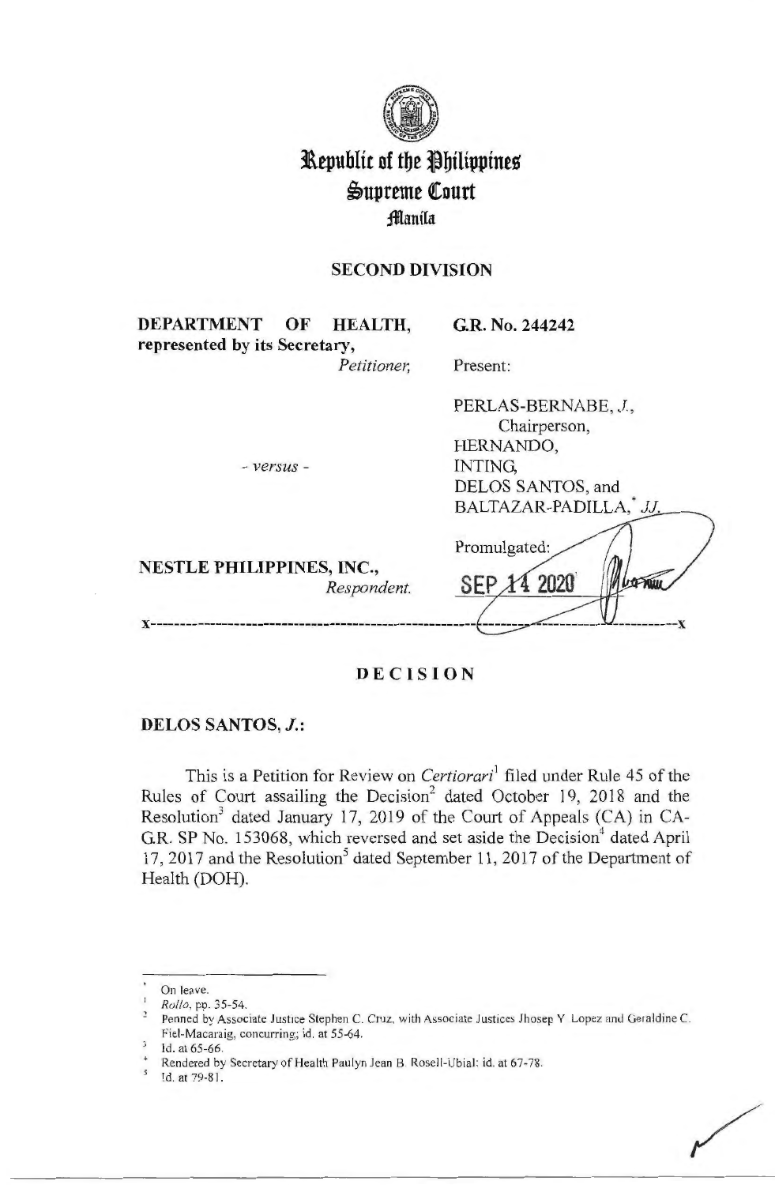# Republic of the Philippines
# Supreme Court
## Manila

### SECOND DIVISION

| | |
|---|---|
| **DEPARTMENT OF HEALTH, represented by its Secretary,** *Petitioner,* | **G.R. No. 244242** |
| | Present: |
| *- versus -* | PERLAS-BERNABE, *J.*, Chairperson, HERNANDO, INTING, DELOS SANTOS, and BALTAZAR-PADILLA,* *JJ.* |
| **NESTLE PHILIPPINES, INC.,** *Respondent.* | Promulgated: SEP 14 2020 |

x-----------------------------------------------------------------------------------------x

## DECISION

**DELOS SANTOS, *J.*:**

This is a Petition for Review on *Certiorari*[1] filed under Rule 45 of the Rules of Court assailing the Decision[2] dated October 19, 2018 and the Resolution[3] dated January 17, 2019 of the Court of Appeals (CA) in CA-G.R. SP No. 153068, which reversed and set aside the Decision[4] dated April 17, 2017 and the Resolution[5] dated September 11, 2017 of the Department of Health (DOH).

---

\* On leave.

[1] *Rollo*, pp. 35-54.

[2] Penned by Associate Justice Stephen C. Cruz, with Associate Justices Jhosep Y. Lopez and Geraldine C. Fiel-Macaraig, concurring; id. at 55-64.

[3] Id. at 65-66.

[4] Rendered by Secretary of Health Paulyn Jean B. Rosell-Ubial; id. at 67-78.

[5] Id. at 79-81.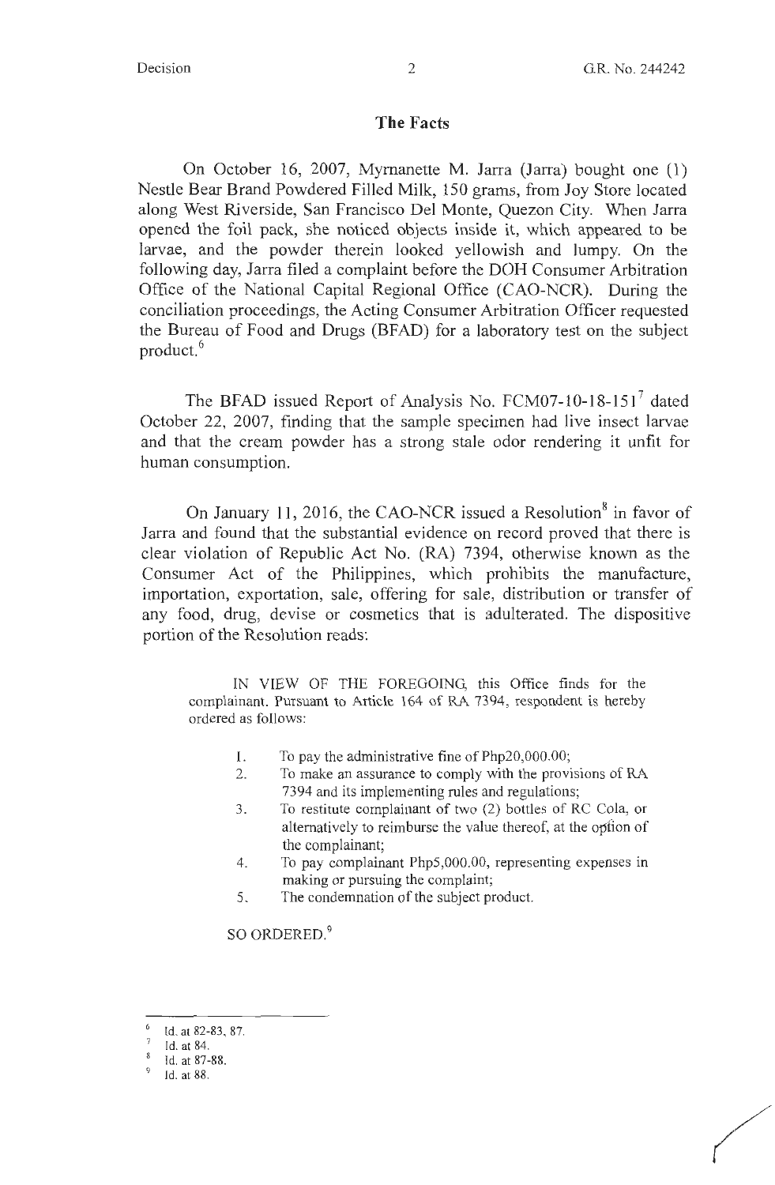## The Facts

On October 16, 2007, Myrnanette M. Jarra (Jarra) bought one (1) Nestle Bear Brand Powdered Filled Milk, 150 grams, from Joy Store located along West Riverside, San Francisco Del Monte, Quezon City. When Jarra opened the foil pack, she noticed objects inside it, which appeared to be larvae, and the powder therein looked yellowish and lumpy. On the following day, Jarra filed a complaint before the DOH Consumer Arbitration Office of the National Capital Regional Office (CAO-NCR). During the conciliation proceedings, the Acting Consumer Arbitration Officer requested the Bureau of Food and Drugs (BFAD) for a laboratory test on the subject product.[6]

The BFAD issued Report of Analysis No. FCM07-10-18-151[7] dated October 22, 2007, finding that the sample specimen had live insect larvae and that the cream powder has a strong stale odor rendering it unfit for human consumption.

On January 11, 2016, the CAO-NCR issued a Resolution[8] in favor of Jarra and found that the substantial evidence on record proved that there is clear violation of Republic Act No. (RA) 7394, otherwise known as the Consumer Act of the Philippines, which prohibits the manufacture, importation, exportation, sale, offering for sale, distribution or transfer of any food, drug, devise or cosmetics that is adulterated. The dispositive portion of the Resolution reads:

> IN VIEW OF THE FOREGOING, this Office finds for the complainant. Pursuant to Article 164 of RA 7394, respondent is hereby ordered as follows:
>
> 1. To pay the administrative fine of Php20,000.00;
> 2. To make an assurance to comply with the provisions of RA 7394 and its implementing rules and regulations;
> 3. To restitute complainant of two (2) bottles of RC Cola, or alternatively to reimburse the value thereof, at the option of the complainant;
> 4. To pay complainant Php5,000.00, representing expenses in making or pursuing the complaint;
> 5. The condemnation of the subject product.
>
> SO ORDERED.[9]

---

[6] Id. at 82-83, 87.

[7] Id. at 84.

[8] Id. at 87-88.

[9] Id. at 88.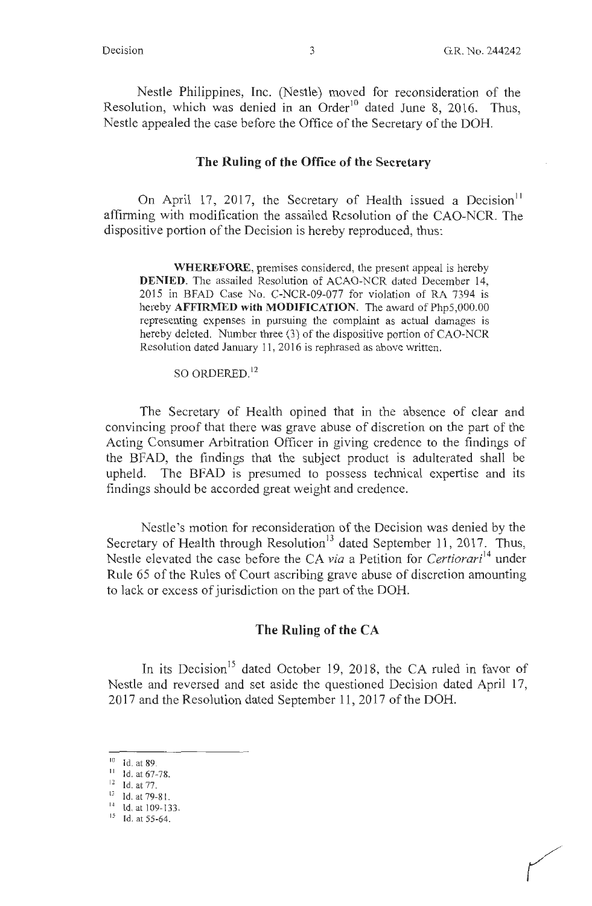Nestle Philippines, Inc. (Nestle) moved for reconsideration of the Resolution, which was denied in an Order[10] dated June 8, 2016. Thus, Nestle appealed the case before the Office of the Secretary of the DOH.

## The Ruling of the Office of the Secretary

On April 17, 2017, the Secretary of Health issued a Decision[11] affirming with modification the assailed Resolution of the CAO-NCR. The dispositive portion of the Decision is hereby reproduced, thus:

> **WHEREFORE**, premises considered, the present appeal is hereby **DENIED**. The assailed Resolution of ACAO-NCR dated December 14, 2015 in BFAD Case No. C-NCR-09-077 for violation of RA 7394 is hereby **AFFIRMED with MODIFICATION**. The award of Php5,000.00 representing expenses in pursuing the complaint as actual damages is hereby deleted. Number three (3) of the dispositive portion of CAO-NCR Resolution dated January 11, 2016 is rephrased as above written.
>
> SO ORDERED.[12]

The Secretary of Health opined that in the absence of clear and convincing proof that there was grave abuse of discretion on the part of the Acting Consumer Arbitration Officer in giving credence to the findings of the BFAD, the findings that the subject product is adulterated shall be upheld. The BFAD is presumed to possess technical expertise and its findings should be accorded great weight and credence.

Nestle's motion for reconsideration of the Decision was denied by the Secretary of Health through Resolution[13] dated September 11, 2017. Thus, Nestle elevated the case before the CA *via* a Petition for *Certiorari*[14] under Rule 65 of the Rules of Court ascribing grave abuse of discretion amounting to lack or excess of jurisdiction on the part of the DOH.

## The Ruling of the CA

In its Decision[15] dated October 19, 2018, the CA ruled in favor of Nestle and reversed and set aside the questioned Decision dated April 17, 2017 and the Resolution dated September 11, 2017 of the DOH.

---

[10] Id. at 89.
[11] Id. at 67-78.
[12] Id. at 77.
[13] Id. at 79-81.
[14] Id. at 109-133.
[15] Id. at 55-64.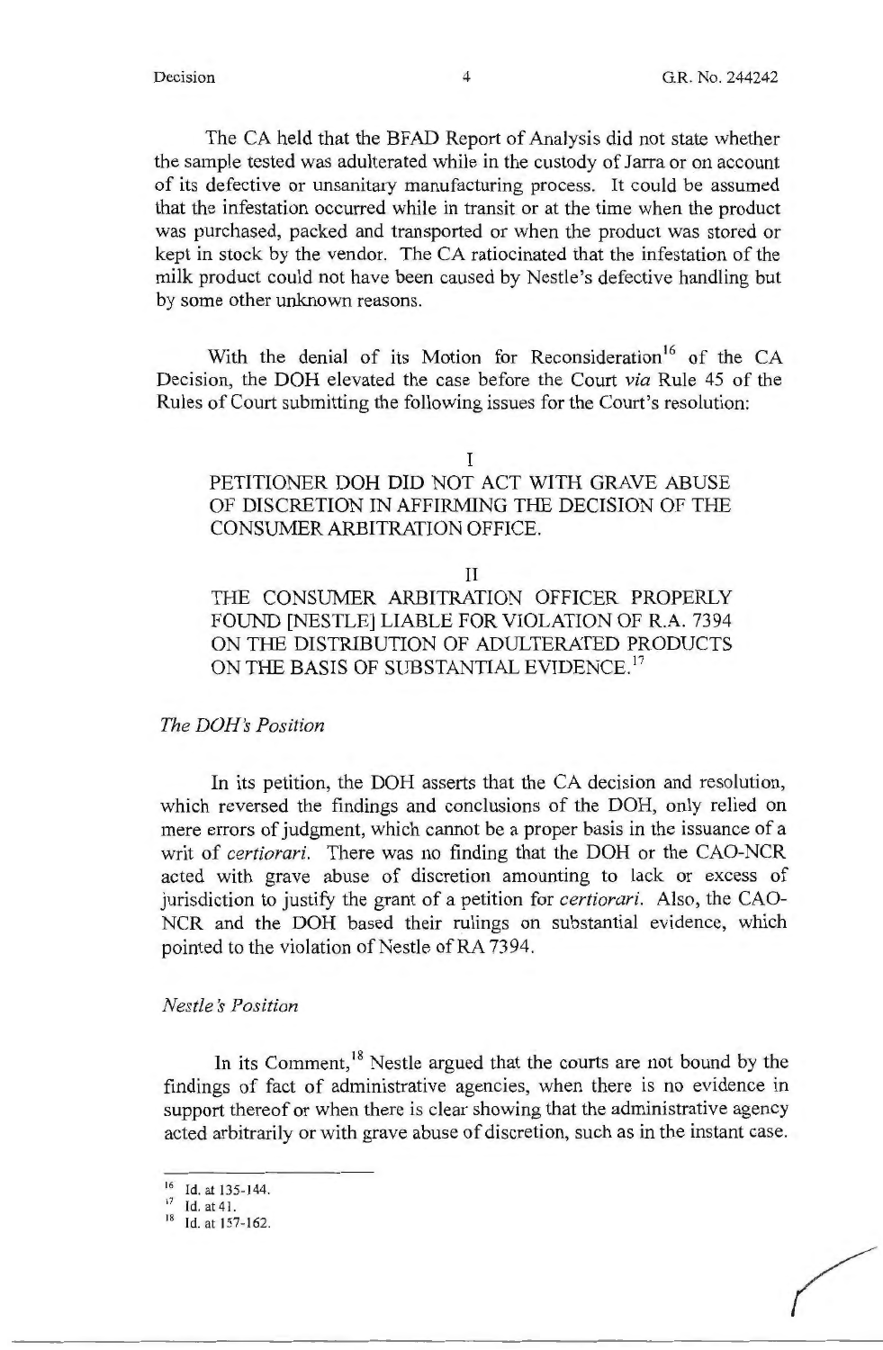The CA held that the BFAD Report of Analysis did not state whether the sample tested was adulterated while in the custody of Jarra or on account of its defective or unsanitary manufacturing process. It could be assumed that the infestation occurred while in transit or at the time when the product was purchased, packed and transported or when the product was stored or kept in stock by the vendor. The CA ratiocinated that the infestation of the milk product could not have been caused by Nestle's defective handling but by some other unknown reasons.

With the denial of its Motion for Reconsideration[16] of the CA Decision, the DOH elevated the case before the Court *via* Rule 45 of the Rules of Court submitting the following issues for the Court's resolution:

I

PETITIONER DOH DID NOT ACT WITH GRAVE ABUSE OF DISCRETION IN AFFIRMING THE DECISION OF THE CONSUMER ARBITRATION OFFICE.

II

THE CONSUMER ARBITRATION OFFICER PROPERLY FOUND [NESTLE] LIABLE FOR VIOLATION OF R.A. 7394 ON THE DISTRIBUTION OF ADULTERATED PRODUCTS ON THE BASIS OF SUBSTANTIAL EVIDENCE.[17]

*The DOH's Position*

In its petition, the DOH asserts that the CA decision and resolution, which reversed the findings and conclusions of the DOH, only relied on mere errors of judgment, which cannot be a proper basis in the issuance of a writ of *certiorari*. There was no finding that the DOH or the CAO-NCR acted with grave abuse of discretion amounting to lack or excess of jurisdiction to justify the grant of a petition for *certiorari*. Also, the CAO-NCR and the DOH based their rulings on substantial evidence, which pointed to the violation of Nestle of RA 7394.

*Nestle's Position*

In its Comment,[18] Nestle argued that the courts are not bound by the findings of fact of administrative agencies, when there is no evidence in support thereof or when there is clear showing that the administrative agency acted arbitrarily or with grave abuse of discretion, such as in the instant case.

---

[16] Id. at 135-144.

[17] Id. at 41.

[18] Id. at 157-162.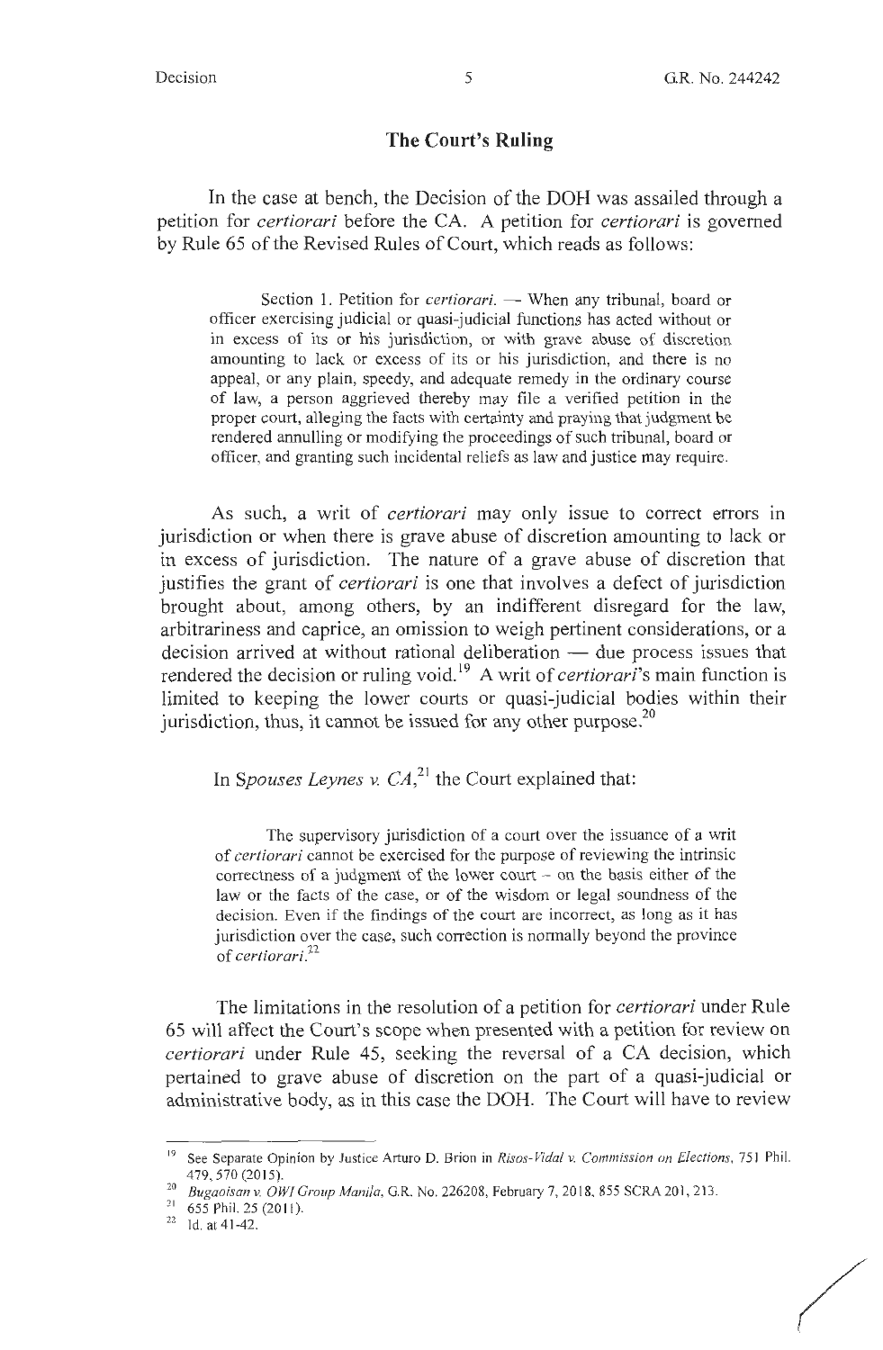## The Court's Ruling

In the case at bench, the Decision of the DOH was assailed through a petition for *certiorari* before the CA. A petition for *certiorari* is governed by Rule 65 of the Revised Rules of Court, which reads as follows:

> Section 1. Petition for *certiorari*. — When any tribunal, board or officer exercising judicial or quasi-judicial functions has acted without or in excess of its or his jurisdiction, or with grave abuse of discretion amounting to lack or excess of its or his jurisdiction, and there is no appeal, or any plain, speedy, and adequate remedy in the ordinary course of law, a person aggrieved thereby may file a verified petition in the proper court, alleging the facts with certainty and praying that judgment be rendered annulling or modifying the proceedings of such tribunal, board or officer, and granting such incidental reliefs as law and justice may require.

As such, a writ of *certiorari* may only issue to correct errors in jurisdiction or when there is grave abuse of discretion amounting to lack or in excess of jurisdiction. The nature of a grave abuse of discretion that justifies the grant of *certiorari* is one that involves a defect of jurisdiction brought about, among others, by an indifferent disregard for the law, arbitrariness and caprice, an omission to weigh pertinent considerations, or a decision arrived at without rational deliberation — due process issues that rendered the decision or ruling void.[19] A writ of *certiorari*'s main function is limited to keeping the lower courts or quasi-judicial bodies within their jurisdiction, thus, it cannot be issued for any other purpose.[20]

In *Spouses Leynes v. CA*,[21] the Court explained that:

> The supervisory jurisdiction of a court over the issuance of a writ of *certiorari* cannot be exercised for the purpose of reviewing the intrinsic correctness of a judgment of the lower court – on the basis either of the law or the facts of the case, or of the wisdom or legal soundness of the decision. Even if the findings of the court are incorrect, as long as it has jurisdiction over the case, such correction is normally beyond the province of *certiorari*.[22]

The limitations in the resolution of a petition for *certiorari* under Rule 65 will affect the Court's scope when presented with a petition for review on *certiorari* under Rule 45, seeking the reversal of a CA decision, which pertained to grave abuse of discretion on the part of a quasi-judicial or administrative body, as in this case the DOH. The Court will have to review

---

[19] See Separate Opinion by Justice Arturo D. Brion in *Risos-Vidal v. Commission on Elections*, 751 Phil. 479, 570 (2015).

[20] *Bugaoisan v. OWI Group Manila*, G.R. No. 226208, February 7, 2018, 855 SCRA 201, 213.

[21] 655 Phil. 25 (2011).

[22] Id. at 41-42.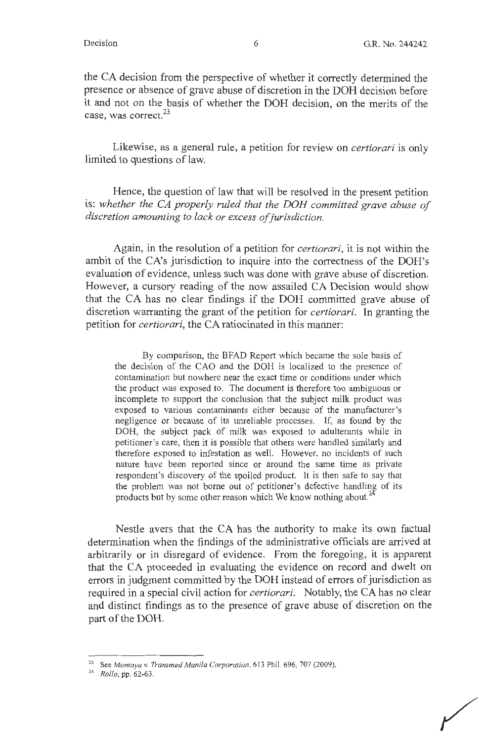the CA decision from the perspective of whether it correctly determined the presence or absence of grave abuse of discretion in the DOH decision before it and not on the basis of whether the DOH decision, on the merits of the case, was correct.[23]

Likewise, as a general rule, a petition for review on *certiorari* is only limited to questions of law.

Hence, the question of law that will be resolved in the present petition is: *whether the CA properly ruled that the DOH committed grave abuse of discretion amounting to lack or excess of jurisdiction.*

Again, in the resolution of a petition for *certiorari*, it is not within the ambit of the CA's jurisdiction to inquire into the correctness of the DOH's evaluation of evidence, unless such was done with grave abuse of discretion. However, a cursory reading of the now assailed CA Decision would show that the CA has no clear findings if the DOH committed grave abuse of discretion warranting the grant of the petition for *certiorari*. In granting the petition for *certiorari*, the CA ratiocinated in this manner:

> By comparison, the BFAD Report which became the sole basis of the decision of the CAO and the DOH is localized to the presence of contamination but nowhere near the exact time or conditions under which the product was exposed to. The document is therefore too ambiguous or incomplete to support the conclusion that the subject milk product was exposed to various contaminants either because of the manufacturer's negligence or because of its unreliable processes. If, as found by the DOH, the subject pack of milk was exposed to adulterants while in petitioner's care, then it is possible that others were handled similarly and therefore exposed to infestation as well. However, no incidents of such nature have been reported since or around the same time as private respondent's discovery of the spoiled product. It is then safe to say that the problem was not borne out of petitioner's defective handling of its products but by some other reason which We know nothing about.[24]

Nestle avers that the CA has the authority to make its own factual determination when the findings of the administrative officials are arrived at arbitrarily or in disregard of evidence. From the foregoing, it is apparent that the CA proceeded in evaluating the evidence on record and dwelt on errors in judgment committed by the DOH instead of errors of jurisdiction as required in a special civil action for *certiorari*. Notably, the CA has no clear and distinct findings as to the presence of grave abuse of discretion on the part of the DOH.

---

[23] See *Montoya v. Transmed Manila Corporation*, 613 Phil. 696, 707 (2009).

[24] *Rollo*, pp. 62-63.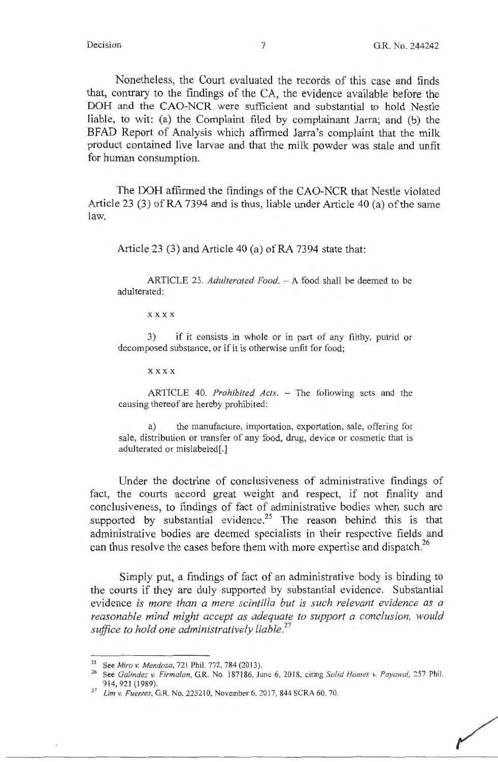Nonetheless, the Court evaluated the records of this case and finds that, contrary to the findings of the CA, the evidence available before the DOH and the CAO-NCR were sufficient and substantial to hold Nestle liable, to wit: (a) the Complaint filed by complainant Jarra; and (b) the BFAD Report of Analysis which affirmed Jarra's complaint that the milk product contained live larvae and that the milk powder was stale and unfit for human consumption.

The DOH affirmed the findings of the CAO-NCR that Nestle violated Article 23 (3) of RA 7394 and is thus, liable under Article 40 (a) of the same law.

Article 23 (3) and Article 40 (a) of RA 7394 state that:

> ARTICLE 23. *Adulterated Food.* – A food shall be deemed to be adulterated:
>
> x x x x
>
> 3) if it consists in whole or in part of any filthy, putrid or decomposed substance, or if it is otherwise unfit for food;
>
> x x x x
>
> ARTICLE 40. *Prohibited Acts.* – The following acts and the causing thereof are hereby prohibited:
>
> a) the manufacture, importation, exportation, sale, offering for sale, distribution or transfer of any food, drug, device or cosmetic that is adulterated or mislabeled[.]

Under the doctrine of conclusiveness of administrative findings of fact, the courts accord great weight and respect, if not finality and conclusiveness, to findings of fact of administrative bodies when such are supported by substantial evidence.[25] The reason behind this is that administrative bodies are deemed specialists in their respective fields and can thus resolve the cases before them with more expertise and dispatch.[26]

Simply put, a findings of fact of an administrative body is binding to the courts if they are duly supported by substantial evidence. Substantial evidence *is more than a mere scintilla but is such relevant evidence as a reasonable mind might accept as adequate to support a conclusion, would suffice to hold one administratively liable.*[27]

---

[25] See *Miro v. Mendoza*, 721 Phil. 772, 784 (2013).

[26] See *Galindez v. Firmalan*, G.R. No. 187186, June 6, 2018, citing *Solid Homes v. Payawal*, 257 Phil. 914, 921 (1989).

[27] *Lim v. Fuentes*, G.R. No. 223210, November 6, 2017, 844 SCRA 60, 70.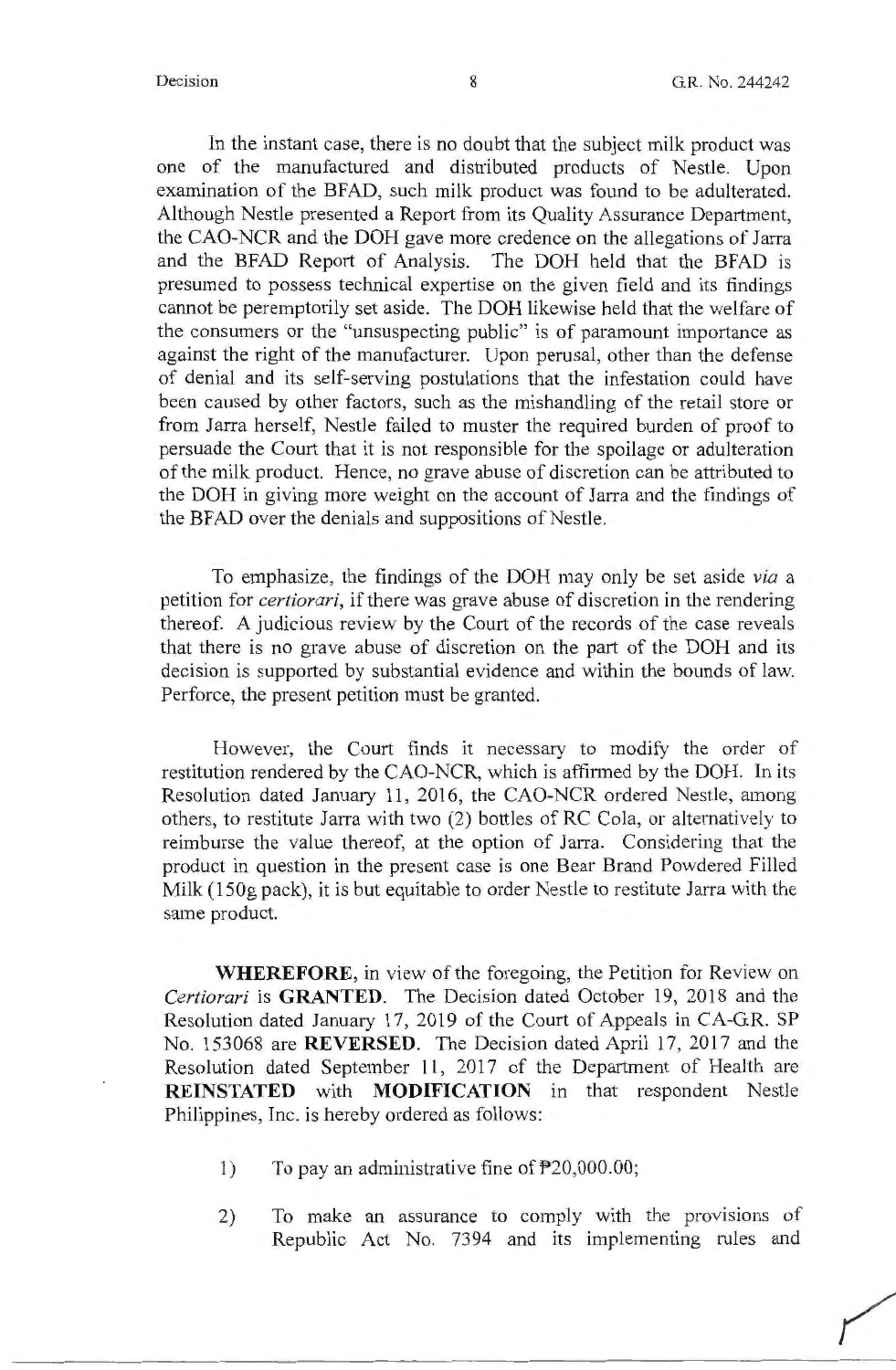In the instant case, there is no doubt that the subject milk product was one of the manufactured and distributed products of Nestle. Upon examination of the BFAD, such milk product was found to be adulterated. Although Nestle presented a Report from its Quality Assurance Department, the CAO-NCR and the DOH gave more credence on the allegations of Jarra and the BFAD Report of Analysis. The DOH held that the BFAD is presumed to possess technical expertise on the given field and its findings cannot be peremptorily set aside. The DOH likewise held that the welfare of the consumers or the "unsuspecting public" is of paramount importance as against the right of the manufacturer. Upon perusal, other than the defense of denial and its self-serving postulations that the infestation could have been caused by other factors, such as the mishandling of the retail store or from Jarra herself, Nestle failed to muster the required burden of proof to persuade the Court that it is not responsible for the spoilage or adulteration of the milk product. Hence, no grave abuse of discretion can be attributed to the DOH in giving more weight on the account of Jarra and the findings of the BFAD over the denials and suppositions of Nestle.

To emphasize, the findings of the DOH may only be set aside *via* a petition for *certiorari*, if there was grave abuse of discretion in the rendering thereof. A judicious review by the Court of the records of the case reveals that there is no grave abuse of discretion on the part of the DOH and its decision is supported by substantial evidence and within the bounds of law. Perforce, the present petition must be granted.

However, the Court finds it necessary to modify the order of restitution rendered by the CAO-NCR, which is affirmed by the DOH. In its Resolution dated January 11, 2016, the CAO-NCR ordered Nestle, among others, to restitute Jarra with two (2) bottles of RC Cola, or alternatively to reimburse the value thereof, at the option of Jarra. Considering that the product in question in the present case is one Bear Brand Powdered Filled Milk (150g pack), it is but equitable to order Nestle to restitute Jarra with the same product.

**WHEREFORE**, in view of the foregoing, the Petition for Review on *Certiorari* is **GRANTED**. The Decision dated October 19, 2018 and the Resolution dated January 17, 2019 of the Court of Appeals in CA-G.R. SP No. 153068 are **REVERSED**. The Decision dated April 17, 2017 and the Resolution dated September 11, 2017 of the Department of Health are **REINSTATED** with **MODIFICATION** in that respondent Nestle Philippines, Inc. is hereby ordered as follows:

1) To pay an administrative fine of ₱20,000.00;

2) To make an assurance to comply with the provisions of Republic Act No. 7394 and its implementing rules and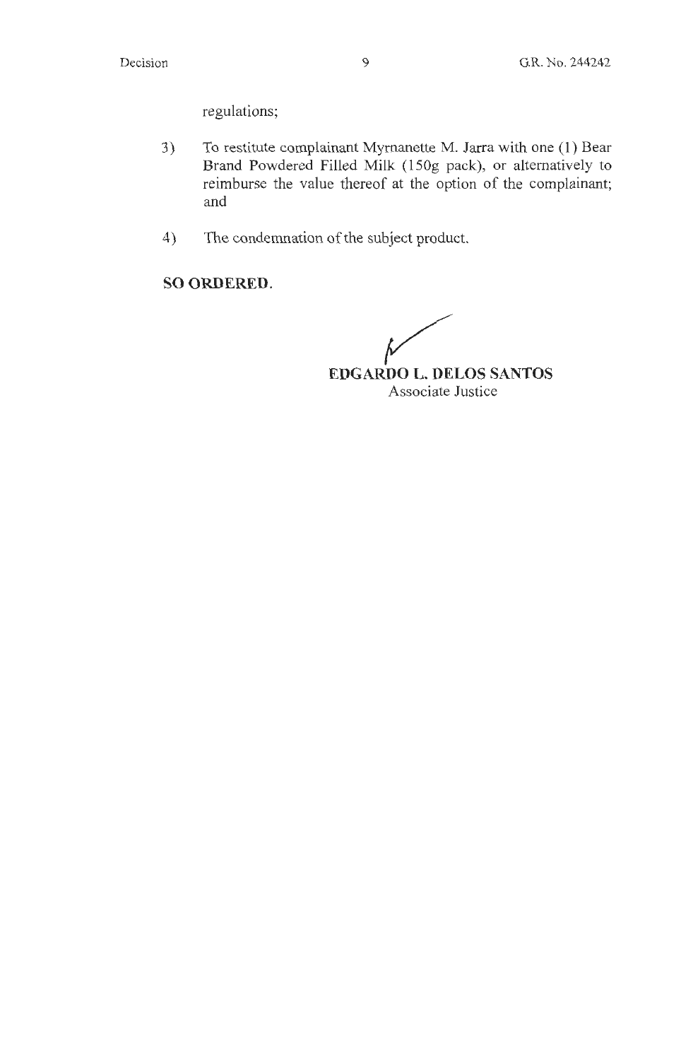regulations;

3) To restitute complainant Myrnanette M. Jarra with one (1) Bear Brand Powdered Filled Milk (150g pack), or alternatively to reimburse the value thereof at the option of the complainant; and

4) The condemnation of the subject product.

**SO ORDERED.**

**EDGARDO L. DELOS SANTOS**
Associate Justice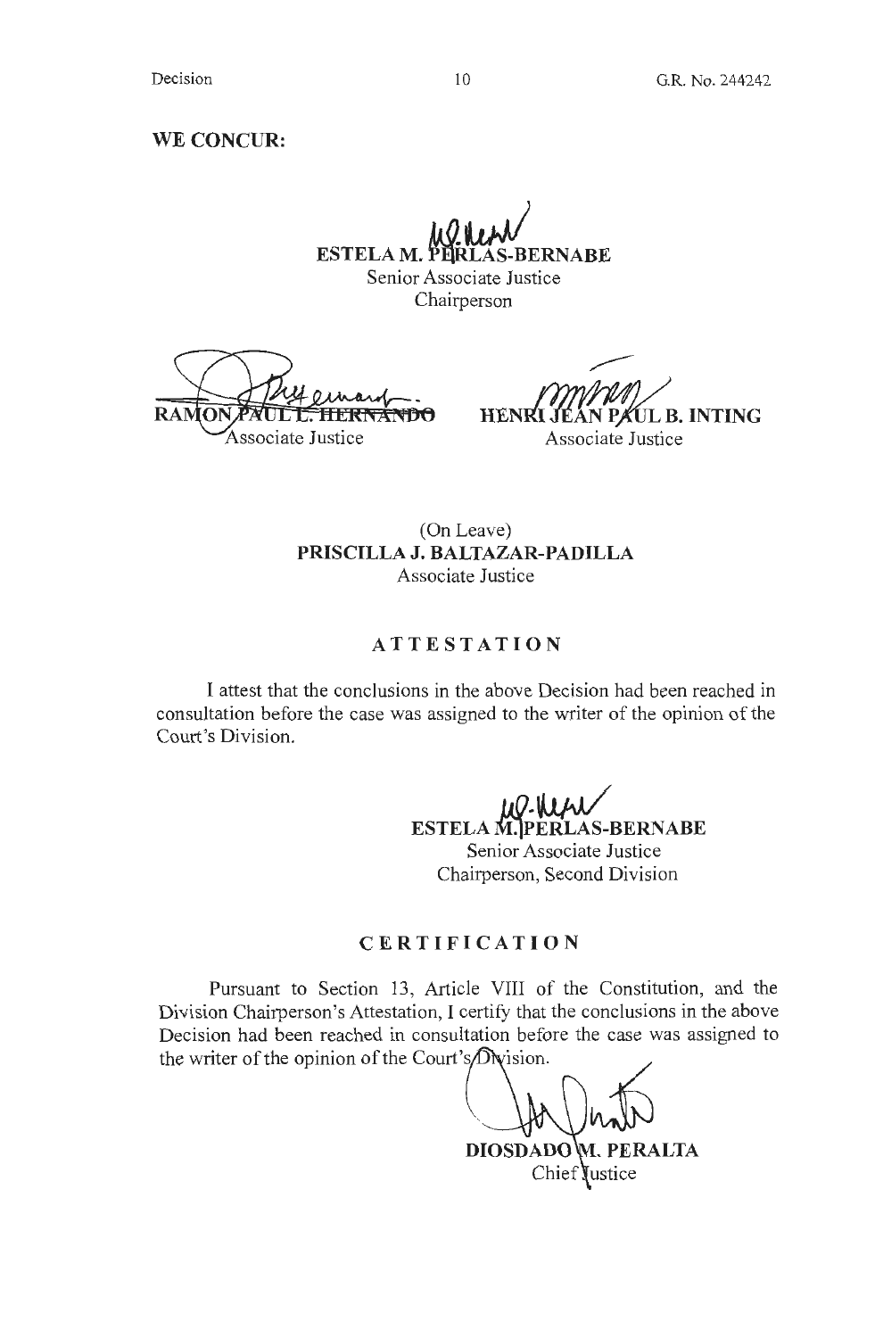**WE CONCUR:**

**ESTELA M. PERLAS-BERNABE**
Senior Associate Justice
Chairperson

**RAMON PAUL L. HERNANDO**
Associate Justice

**HENRI JEAN PAUL B. INTING**
Associate Justice

(On Leave)
**PRISCILLA J. BALTAZAR-PADILLA**
Associate Justice

## ATTESTATION

I attest that the conclusions in the above Decision had been reached in consultation before the case was assigned to the writer of the opinion of the Court's Division.

**ESTELA M. PERLAS-BERNABE**
Senior Associate Justice
Chairperson, Second Division

## CERTIFICATION

Pursuant to Section 13, Article VIII of the Constitution, and the Division Chairperson's Attestation, I certify that the conclusions in the above Decision had been reached in consultation before the case was assigned to the writer of the opinion of the Court's Division.

**DIOSDADO M. PERALTA**
Chief Justice